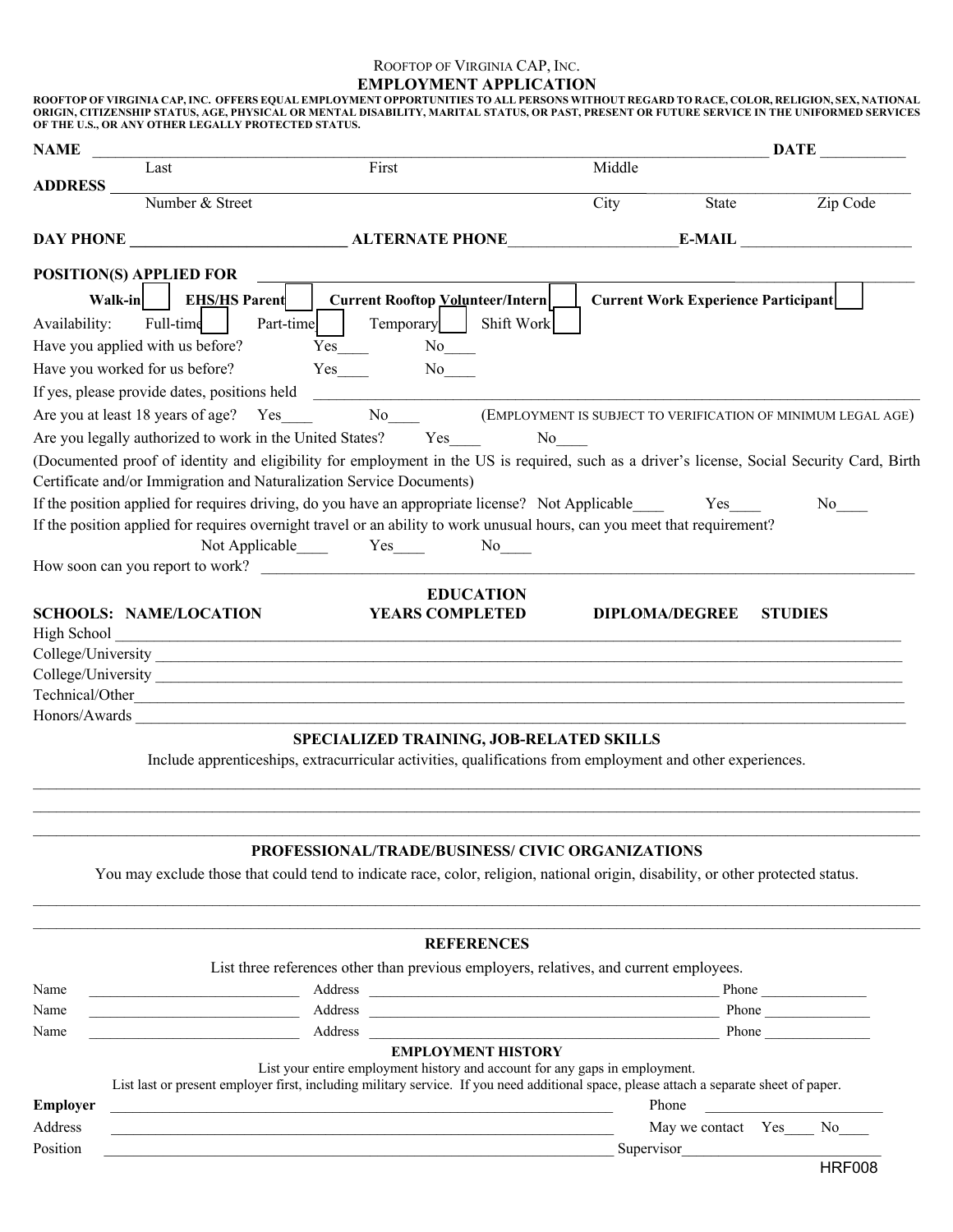ROOFTOP OF VIRGINIA CAP, INC.

# EMPLOYMENT APPLICATION

**ROOFTOP OF VIRGINIA CAP, INC. OFFERS EQUAL EMPLOYMENT OPPORTUNITIES TO ALL PERSONS WITHOUT REGARD TO RACE, COLOR, RELIGION, SEX, NATIONAL ORIGIN, CITIZENSHIP STATUS, AGE, PHYSICAL OR MENTAL DISABILITY, MARITAL STATUS, OR PAST, PRESENT OR FUTURE SERVICE IN THE UNIFORMED SERVICES OF THE U.S., OR ANY OTHER LEGALLY PROTECTED STATUS.**

**NAME** ______________________________________________ **DATE** ___________
Last First Middle

**ADDRESS** ______________________________________________
Number & Street City State Zip Code

**DAY PHONE** ___________________________ **ALTERNATE PHONE**_____________________**E-MAIL** _____________________

**POSITION(S) APPLIED FOR** ______________________________________________

**Walk-in** ☐ **EHS/HS Parent** ☐ **Current Rooftop Volunteer/Intern** ☐ **Current Work Experience Participant** ☐

Availability: Full-time ☐ Part-time ☐ Temporary ☐ Shift Work ☐

Have you applied with us before? Yes____ No____

Have you worked for us before? Yes____ No____

If yes, please provide dates, positions held ______________________________________________

Are you at least 18 years of age? Yes____ No____ (EMPLOYMENT IS SUBJECT TO VERIFICATION OF MINIMUM LEGAL AGE)

Are you legally authorized to work in the United States? Yes____ No____

(Documented proof of identity and eligibility for employment in the US is required, such as a driver's license, Social Security Card, Birth Certificate and/or Immigration and Naturalization Service Documents)

If the position applied for requires driving, do you have an appropriate license? Not Applicable____ Yes____ No____

If the position applied for requires overnight travel or an ability to work unusual hours, can you meet that requirement?
Not Applicable____ Yes____ No____

How soon can you report to work? ______________________________________________

## EDUCATION

| SCHOOLS: NAME/LOCATION | YEARS COMPLETED | DIPLOMA/DEGREE | STUDIES |
|---|---|---|---|
| High School | | | |
| College/University | | | |
| College/University | | | |
| Technical/Other | | | |
| Honors/Awards | | | |

## SPECIALIZED TRAINING, JOB-RELATED SKILLS

Include apprenticeships, extracurricular activities, qualifications from employment and other experiences.

______________________________________________

______________________________________________

______________________________________________

## PROFESSIONAL/TRADE/BUSINESS/ CIVIC ORGANIZATIONS

You may exclude those that could tend to indicate race, color, religion, national origin, disability, or other protected status.

______________________________________________

______________________________________________

## REFERENCES

List three references other than previous employers, relatives, and current employees.

| Name | Address | Phone |
|---|---|---|
| | | |
| | | |
| | | |

## EMPLOYMENT HISTORY

List your entire employment history and account for any gaps in employment.
List last or present employer first, including military service. If you need additional space, please attach a separate sheet of paper.

**Employer** ______________________________________________ Phone ______________

Address ______________________________________________ May we contact Yes____ No____

Position ______________________________________________ Supervisor______________

HRF008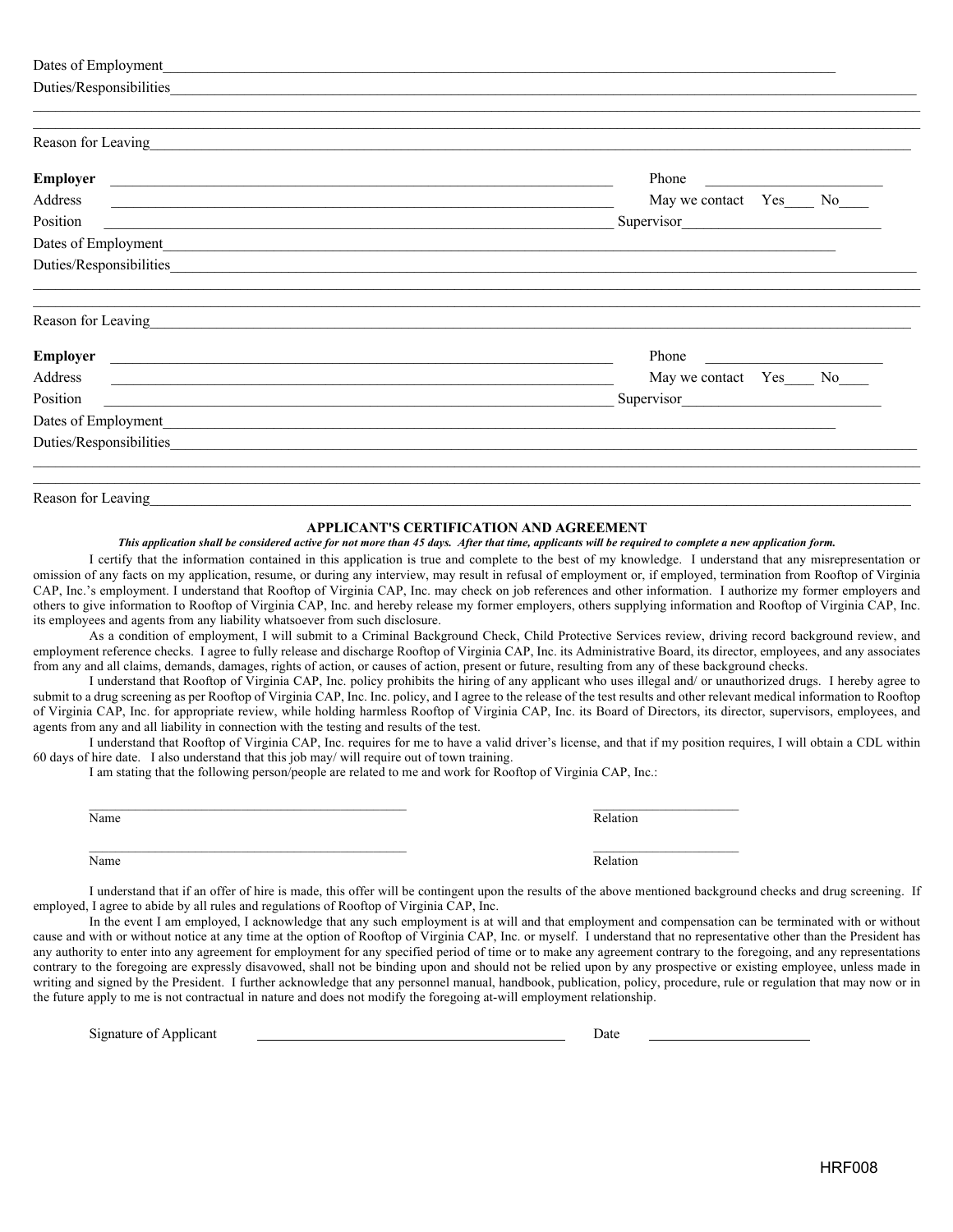Dates of Employment\_\_\_\_\_\_\_\_\_\_\_\_\_\_\_\_\_\_\_\_\_\_\_\_\_\_\_\_\_\_\_\_\_\_\_\_\_\_\_\_\_\_\_\_

Duties/Responsibilities\_\_\_\_\_\_\_\_\_\_\_\_\_\_\_\_\_\_\_\_\_\_\_\_\_\_\_\_\_\_\_\_\_\_\_\_\_\_\_\_\_\_\_\_

\_\_\_\_\_\_\_\_\_\_\_\_\_\_\_\_\_\_\_\_\_\_\_\_\_\_\_\_\_\_\_\_\_\_\_\_\_\_\_\_\_\_\_\_\_\_\_\_\_\_\_\_\_\_\_\_\_\_\_\_

\_\_\_\_\_\_\_\_\_\_\_\_\_\_\_\_\_\_\_\_\_\_\_\_\_\_\_\_\_\_\_\_\_\_\_\_\_\_\_\_\_\_\_\_\_\_\_\_\_\_\_\_\_\_\_\_\_\_\_\_

Reason for Leaving\_\_\_\_\_\_\_\_\_\_\_\_\_\_\_\_\_\_\_\_\_\_\_\_\_\_\_\_\_\_\_\_\_\_\_\_\_\_\_\_\_\_\_\_

**Employer** \_\_\_\_\_\_\_\_\_\_\_\_\_\_\_\_\_\_\_\_\_\_\_\_\_\_\_\_\_\_\_\_\_\_\_\_\_\_\_\_ Phone \_\_\_\_\_\_\_\_\_\_\_\_\_\_\_\_

Address \_\_\_\_\_\_\_\_\_\_\_\_\_\_\_\_\_\_\_\_\_\_\_\_\_\_\_\_\_\_\_\_\_\_\_\_\_\_\_\_ May we contact Yes\_\_\_\_ No\_\_\_\_

Position \_\_\_\_\_\_\_\_\_\_\_\_\_\_\_\_\_\_\_\_\_\_\_\_\_\_\_\_\_\_\_\_\_\_\_\_\_\_\_\_ Supervisor\_\_\_\_\_\_\_\_\_\_\_\_\_\_\_\_

Dates of Employment\_\_\_\_\_\_\_\_\_\_\_\_\_\_\_\_\_\_\_\_\_\_\_\_\_\_\_\_\_\_\_\_\_\_\_\_\_\_\_\_\_\_\_\_

Duties/Responsibilities\_\_\_\_\_\_\_\_\_\_\_\_\_\_\_\_\_\_\_\_\_\_\_\_\_\_\_\_\_\_\_\_\_\_\_\_\_\_\_\_\_\_\_\_

\_\_\_\_\_\_\_\_\_\_\_\_\_\_\_\_\_\_\_\_\_\_\_\_\_\_\_\_\_\_\_\_\_\_\_\_\_\_\_\_\_\_\_\_\_\_\_\_\_\_\_\_\_\_\_\_\_\_\_\_

\_\_\_\_\_\_\_\_\_\_\_\_\_\_\_\_\_\_\_\_\_\_\_\_\_\_\_\_\_\_\_\_\_\_\_\_\_\_\_\_\_\_\_\_\_\_\_\_\_\_\_\_\_\_\_\_\_\_\_\_

Reason for Leaving\_\_\_\_\_\_\_\_\_\_\_\_\_\_\_\_\_\_\_\_\_\_\_\_\_\_\_\_\_\_\_\_\_\_\_\_\_\_\_\_\_\_\_\_

**Employer** \_\_\_\_\_\_\_\_\_\_\_\_\_\_\_\_\_\_\_\_\_\_\_\_\_\_\_\_\_\_\_\_\_\_\_\_\_\_\_\_ Phone \_\_\_\_\_\_\_\_\_\_\_\_\_\_\_\_

Address \_\_\_\_\_\_\_\_\_\_\_\_\_\_\_\_\_\_\_\_\_\_\_\_\_\_\_\_\_\_\_\_\_\_\_\_\_\_\_\_ May we contact Yes\_\_\_\_ No\_\_\_\_

Position \_\_\_\_\_\_\_\_\_\_\_\_\_\_\_\_\_\_\_\_\_\_\_\_\_\_\_\_\_\_\_\_\_\_\_\_\_\_\_\_ Supervisor\_\_\_\_\_\_\_\_\_\_\_\_\_\_\_\_

Dates of Employment\_\_\_\_\_\_\_\_\_\_\_\_\_\_\_\_\_\_\_\_\_\_\_\_\_\_\_\_\_\_\_\_\_\_\_\_\_\_\_\_\_\_\_\_

Duties/Responsibilities\_\_\_\_\_\_\_\_\_\_\_\_\_\_\_\_\_\_\_\_\_\_\_\_\_\_\_\_\_\_\_\_\_\_\_\_\_\_\_\_\_\_\_\_

\_\_\_\_\_\_\_\_\_\_\_\_\_\_\_\_\_\_\_\_\_\_\_\_\_\_\_\_\_\_\_\_\_\_\_\_\_\_\_\_\_\_\_\_\_\_\_\_\_\_\_\_\_\_\_\_\_\_\_\_

\_\_\_\_\_\_\_\_\_\_\_\_\_\_\_\_\_\_\_\_\_\_\_\_\_\_\_\_\_\_\_\_\_\_\_\_\_\_\_\_\_\_\_\_\_\_\_\_\_\_\_\_\_\_\_\_\_\_\_\_

Reason for Leaving\_\_\_\_\_\_\_\_\_\_\_\_\_\_\_\_\_\_\_\_\_\_\_\_\_\_\_\_\_\_\_\_\_\_\_\_\_\_\_\_\_\_\_\_

## APPLICANT'S CERTIFICATION AND AGREEMENT

***This application shall be considered active for not more than 45 days. After that time, applicants will be required to complete a new application form.***

I certify that the information contained in this application is true and complete to the best of my knowledge. I understand that any misrepresentation or omission of any facts on my application, resume, or during any interview, may result in refusal of employment or, if employed, termination from Rooftop of Virginia CAP, Inc.'s employment. I understand that Rooftop of Virginia CAP, Inc. may check on job references and other information. I authorize my former employers and others to give information to Rooftop of Virginia CAP, Inc. and hereby release my former employers, others supplying information and Rooftop of Virginia CAP, Inc. its employees and agents from any liability whatsoever from such disclosure.

As a condition of employment, I will submit to a Criminal Background Check, Child Protective Services review, driving record background review, and employment reference checks. I agree to fully release and discharge Rooftop of Virginia CAP, Inc. its Administrative Board, its director, employees, and any associates from any and all claims, demands, damages, rights of action, or causes of action, present or future, resulting from any of these background checks.

I understand that Rooftop of Virginia CAP, Inc. policy prohibits the hiring of any applicant who uses illegal and/ or unauthorized drugs. I hereby agree to submit to a drug screening as per Rooftop of Virginia CAP, Inc. Inc. policy, and I agree to the release of the test results and other relevant medical information to Rooftop of Virginia CAP, Inc. for appropriate review, while holding harmless Rooftop of Virginia CAP, Inc. its Board of Directors, its director, supervisors, employees, and agents from any and all liability in connection with the testing and results of the test.

I understand that Rooftop of Virginia CAP, Inc. requires for me to have a valid driver's license, and that if my position requires, I will obtain a CDL within 60 days of hire date. I also understand that this job may/ will require out of town training.

I am stating that the following person/people are related to me and work for Rooftop of Virginia CAP, Inc.:

\_\_\_\_\_\_\_\_\_\_\_\_\_\_\_\_\_\_\_\_\_\_\_\_\_\_\_\_\_\_\_\_ \_\_\_\_\_\_\_\_\_\_\_\_\_\_\_\_
Name Relation

\_\_\_\_\_\_\_\_\_\_\_\_\_\_\_\_\_\_\_\_\_\_\_\_\_\_\_\_\_\_\_\_ \_\_\_\_\_\_\_\_\_\_\_\_\_\_\_\_
Name Relation

I understand that if an offer of hire is made, this offer will be contingent upon the results of the above mentioned background checks and drug screening. If employed, I agree to abide by all rules and regulations of Rooftop of Virginia CAP, Inc.

In the event I am employed, I acknowledge that any such employment is at will and that employment and compensation can be terminated with or without cause and with or without notice at any time at the option of Rooftop of Virginia CAP, Inc. or myself. I understand that no representative other than the President has any authority to enter into any agreement for employment for any specified period of time or to make any agreement contrary to the foregoing, and any representations contrary to the foregoing are expressly disavowed, shall not be binding upon and should not be relied upon by any prospective or existing employee, unless made in writing and signed by the President. I further acknowledge that any personnel manual, handbook, publication, policy, procedure, rule or regulation that may now or in the future apply to me is not contractual in nature and does not modify the foregoing at-will employment relationship.

Signature of Applicant \_\_\_\_\_\_\_\_\_\_\_\_\_\_\_\_\_\_\_\_\_\_\_\_\_\_\_\_\_\_ Date \_\_\_\_\_\_\_\_\_\_\_\_\_\_\_\_

HRF008